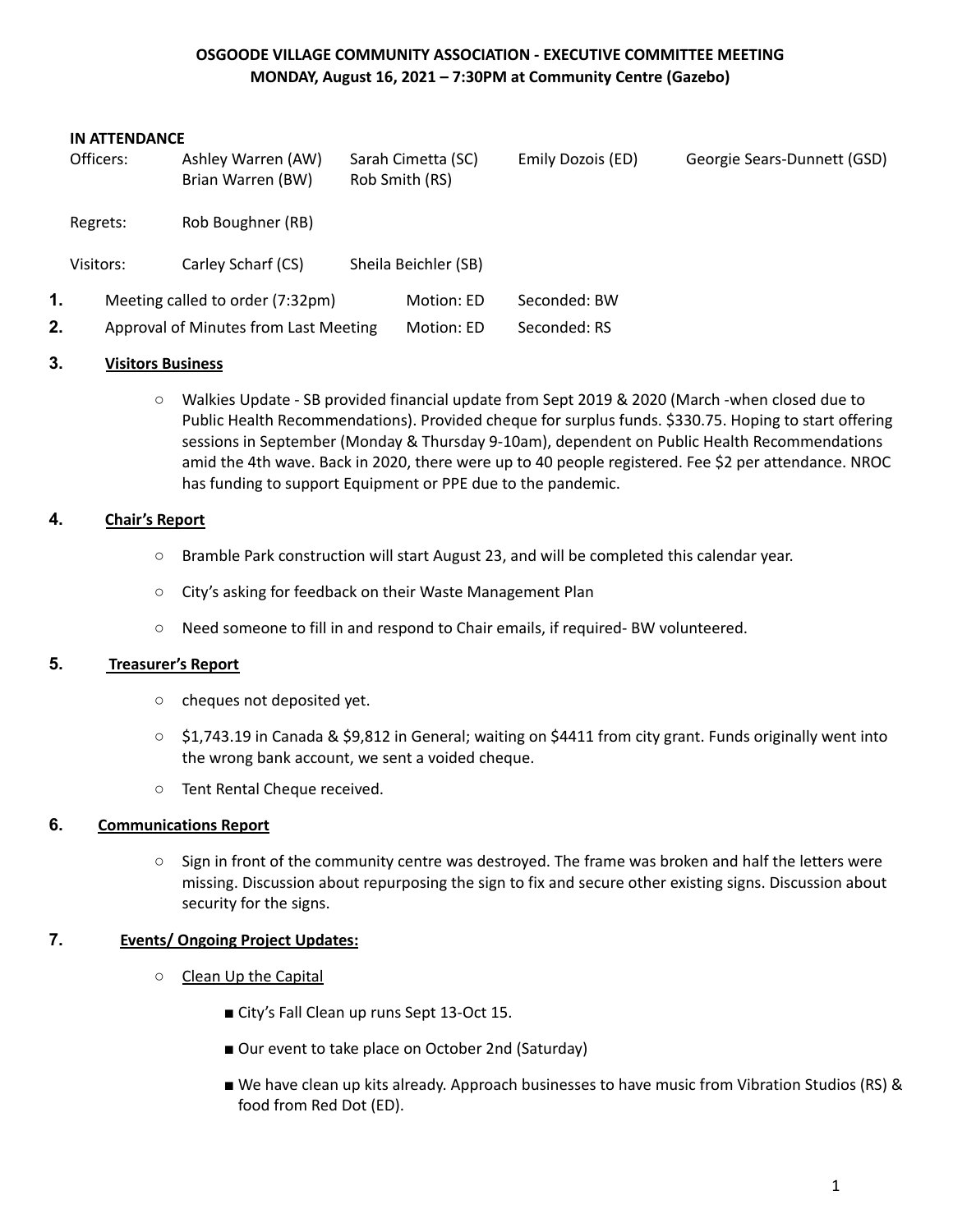# OSGOODE VILLAGE COMMUNITY ASSOCIATION - EXECUTIVE COMMITTEE MEETING
## MONDAY, August 16, 2021 – 7:30PM at Community Centre (Gazebo)

**IN ATTENDANCE**

| | | | | |
|---|---|---|---|---|
| Officers: | Ashley Warren (AW)<br>Brian Warren (BW) | Sarah Cimetta (SC)<br>Rob Smith (RS) | Emily Dozois (ED) | Georgie Sears-Dunnett (GSD) |
| Regrets: | Rob Boughner (RB) | | | |
| Visitors: | Carley Scharf (CS) | Sheila Beichler (SB) | | |

1. Meeting called to order (7:32pm) — Motion: ED — Seconded: BW
2. Approval of Minutes from Last Meeting — Motion: ED — Seconded: RS

### 3. Visitors Business

- Walkies Update - SB provided financial update from Sept 2019 & 2020 (March -when closed due to Public Health Recommendations). Provided cheque for surplus funds. $330.75. Hoping to start offering sessions in September (Monday & Thursday 9-10am), dependent on Public Health Recommendations amid the 4th wave. Back in 2020, there were up to 40 people registered. Fee $2 per attendance. NROC has funding to support Equipment or PPE due to the pandemic.

### 4. Chair's Report

- Bramble Park construction will start August 23, and will be completed this calendar year.
- City's asking for feedback on their Waste Management Plan
- Need someone to fill in and respond to Chair emails, if required- BW volunteered.

### 5. Treasurer's Report

- cheques not deposited yet.
- $1,743.19 in Canada & $9,812 in General; waiting on $4411 from city grant. Funds originally went into the wrong bank account, we sent a voided cheque.
- Tent Rental Cheque received.

### 6. Communications Report

- Sign in front of the community centre was destroyed. The frame was broken and half the letters were missing. Discussion about repurposing the sign to fix and secure other existing signs. Discussion about security for the signs.

### 7. Events/ Ongoing Project Updates:

- Clean Up the Capital
  - City's Fall Clean up runs Sept 13-Oct 15.
  - Our event to take place on October 2nd (Saturday)
  - We have clean up kits already. Approach businesses to have music from Vibration Studios (RS) & food from Red Dot (ED).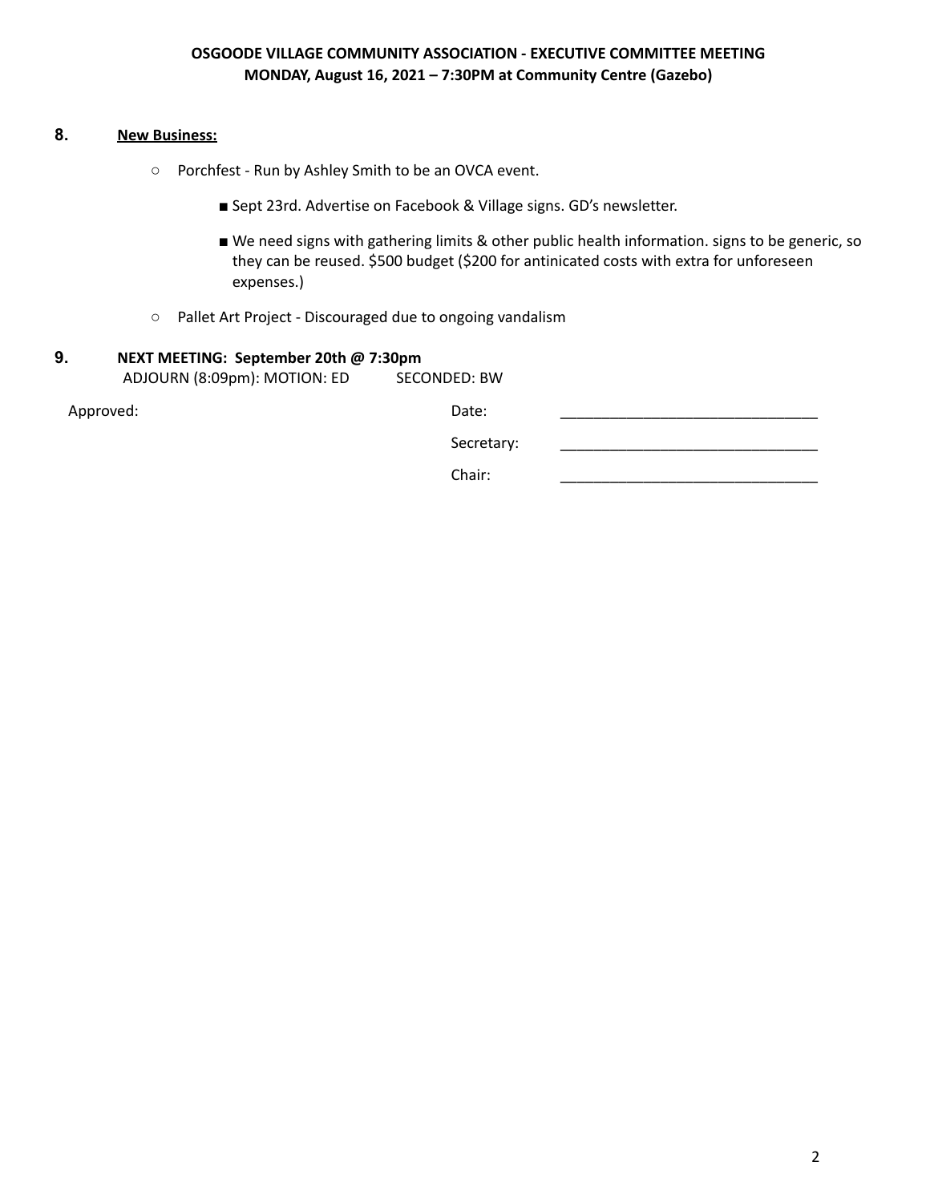**OSGOODE VILLAGE COMMUNITY ASSOCIATION - EXECUTIVE COMMITTEE MEETING**
**MONDAY, August 16, 2021 – 7:30PM at Community Centre (Gazebo)**

## 8. New Business:

- Porchfest - Run by Ashley Smith to be an OVCA event.
  - Sept 23rd. Advertise on Facebook & Village signs. GD's newsletter.
  - We need signs with gathering limits & other public health information. signs to be generic, so they can be reused. $500 budget ($200 for antinicated costs with extra for unforeseen expenses.)
- Pallet Art Project - Discouraged due to ongoing vandalism

## 9. NEXT MEETING: September 20th @ 7:30pm

ADJOURN (8:09pm): MOTION: ED SECONDED: BW

Approved:

Date: ______________________________

Secretary: ______________________________

Chair: ______________________________